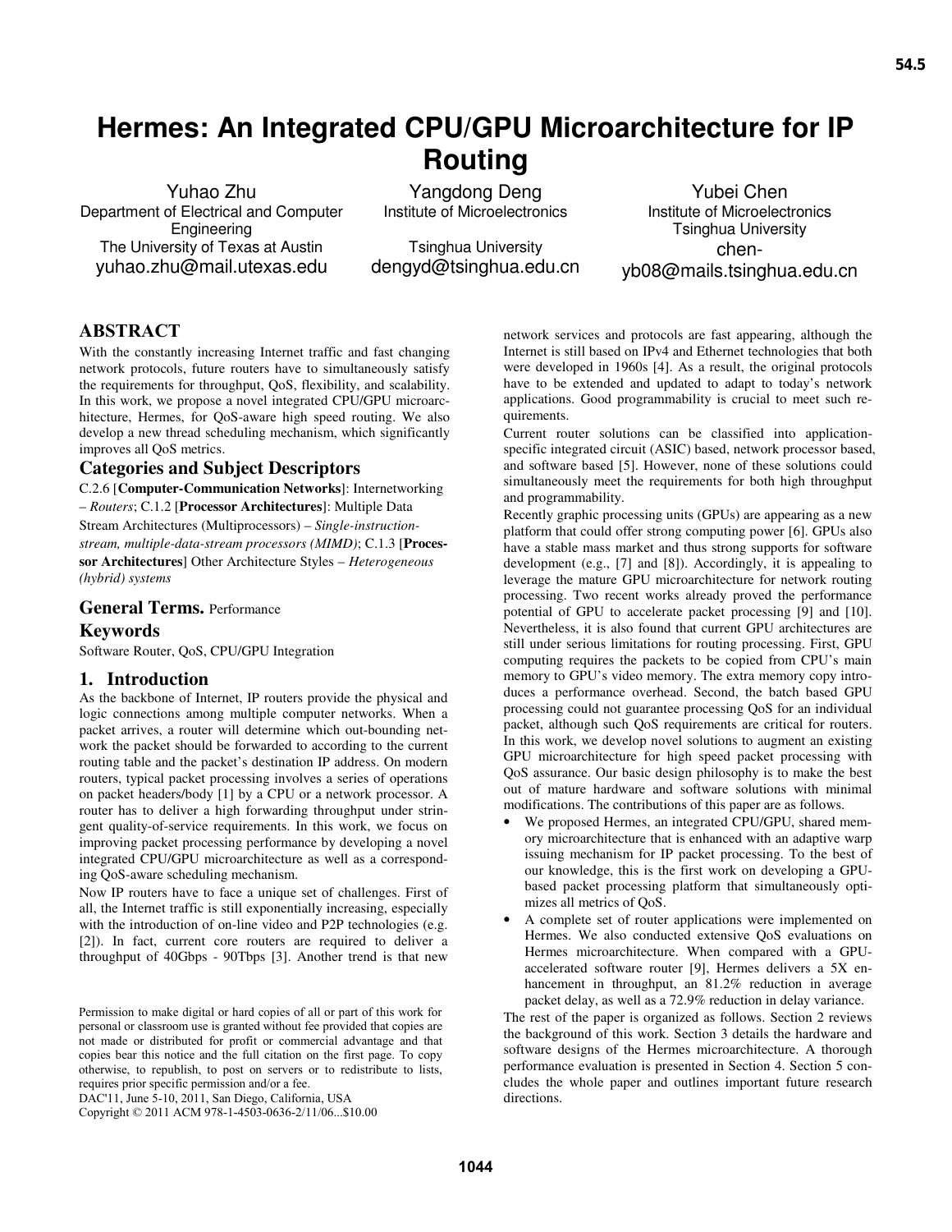# Hermes: An Integrated CPU/GPU Microarchitecture for IP Routing

Yuhao Zhu
Department of Electrical and Computer Engineering
The University of Texas at Austin
yuhao.zhu@mail.utexas.edu

Yangdong Deng
Institute of Microelectronics
Tsinghua University
dengyd@tsinghua.edu.cn

Yubei Chen
Institute of Microelectronics
Tsinghua University
chen-yb08@mails.tsinghua.edu.cn

## ABSTRACT

With the constantly increasing Internet traffic and fast changing network protocols, future routers have to simultaneously satisfy the requirements for throughput, QoS, flexibility, and scalability. In this work, we propose a novel integrated CPU/GPU microarchitecture, Hermes, for QoS-aware high speed routing. We also develop a new thread scheduling mechanism, which significantly improves all QoS metrics.

## Categories and Subject Descriptors

C.2.6 [**Computer-Communication Networks**]: Internetworking – *Routers*; C.1.2 [**Processor Architectures**]: Multiple Data Stream Architectures (Multiprocessors) – *Single-instruction-stream, multiple-data-stream processors (MIMD)*; C.1.3 [**Processor Architectures**] Other Architecture Styles – *Heterogeneous (hybrid) systems*

## General Terms.

Performance

## Keywords

Software Router, QoS, CPU/GPU Integration

## 1. Introduction

As the backbone of Internet, IP routers provide the physical and logic connections among multiple computer networks. When a packet arrives, a router will determine which out-bounding network the packet should be forwarded to according to the current routing table and the packet's destination IP address. On modern routers, typical packet processing involves a series of operations on packet headers/body [1] by a CPU or a network processor. A router has to deliver a high forwarding throughput under stringent quality-of-service requirements. In this work, we focus on improving packet processing performance by developing a novel integrated CPU/GPU microarchitecture as well as a corresponding QoS-aware scheduling mechanism.

Now IP routers have to face a unique set of challenges. First of all, the Internet traffic is still exponentially increasing, especially with the introduction of on-line video and P2P technologies (e.g. [2]). In fact, current core routers are required to deliver a throughput of 40Gbps - 90Tbps [3]. Another trend is that new network services and protocols are fast appearing, although the Internet is still based on IPv4 and Ethernet technologies that both were developed in 1960s [4]. As a result, the original protocols have to be extended and updated to adapt to today's network applications. Good programmability is crucial to meet such requirements.

Current router solutions can be classified into application-specific integrated circuit (ASIC) based, network processor based, and software based [5]. However, none of these solutions could simultaneously meet the requirements for both high throughput and programmability.

Recently graphic processing units (GPUs) are appearing as a new platform that could offer strong computing power [6]. GPUs also have a stable mass market and thus strong supports for software development (e.g., [7] and [8]). Accordingly, it is appealing to leverage the mature GPU microarchitecture for network routing processing. Two recent works already proved the performance potential of GPU to accelerate packet processing [9] and [10]. Nevertheless, it is also found that current GPU architectures are still under serious limitations for routing processing. First, GPU computing requires the packets to be copied from CPU's main memory to GPU's video memory. The extra memory copy introduces a performance overhead. Second, the batch based GPU processing could not guarantee processing QoS for an individual packet, although such QoS requirements are critical for routers. In this work, we develop novel solutions to augment an existing GPU microarchitecture for high speed packet processing with QoS assurance. Our basic design philosophy is to make the best out of mature hardware and software solutions with minimal modifications. The contributions of this paper are as follows.

- We proposed Hermes, an integrated CPU/GPU, shared memory microarchitecture that is enhanced with an adaptive warp issuing mechanism for IP packet processing. To the best of our knowledge, this is the first work on developing a GPU-based packet processing platform that simultaneously optimizes all metrics of QoS.
- A complete set of router applications were implemented on Hermes. We also conducted extensive QoS evaluations on Hermes microarchitecture. When compared with a GPU-accelerated software router [9], Hermes delivers a 5X enhancement in throughput, an 81.2% reduction in average packet delay, as well as a 72.9% reduction in delay variance.

The rest of the paper is organized as follows. Section 2 reviews the background of this work. Section 3 details the hardware and software designs of the Hermes microarchitecture. A thorough performance evaluation is presented in Section 4. Section 5 concludes the whole paper and outlines important future research directions.

Permission to make digital or hard copies of all or part of this work for personal or classroom use is granted without fee provided that copies are not made or distributed for profit or commercial advantage and that copies bear this notice and the full citation on the first page. To copy otherwise, to republish, to post on servers or to redistribute to lists, requires prior specific permission and/or a fee.
DAC'11, June 5-10, 2011, San Diego, California, USA
Copyright © 2011 ACM 978-1-4503-0636-2/11/06...$10.00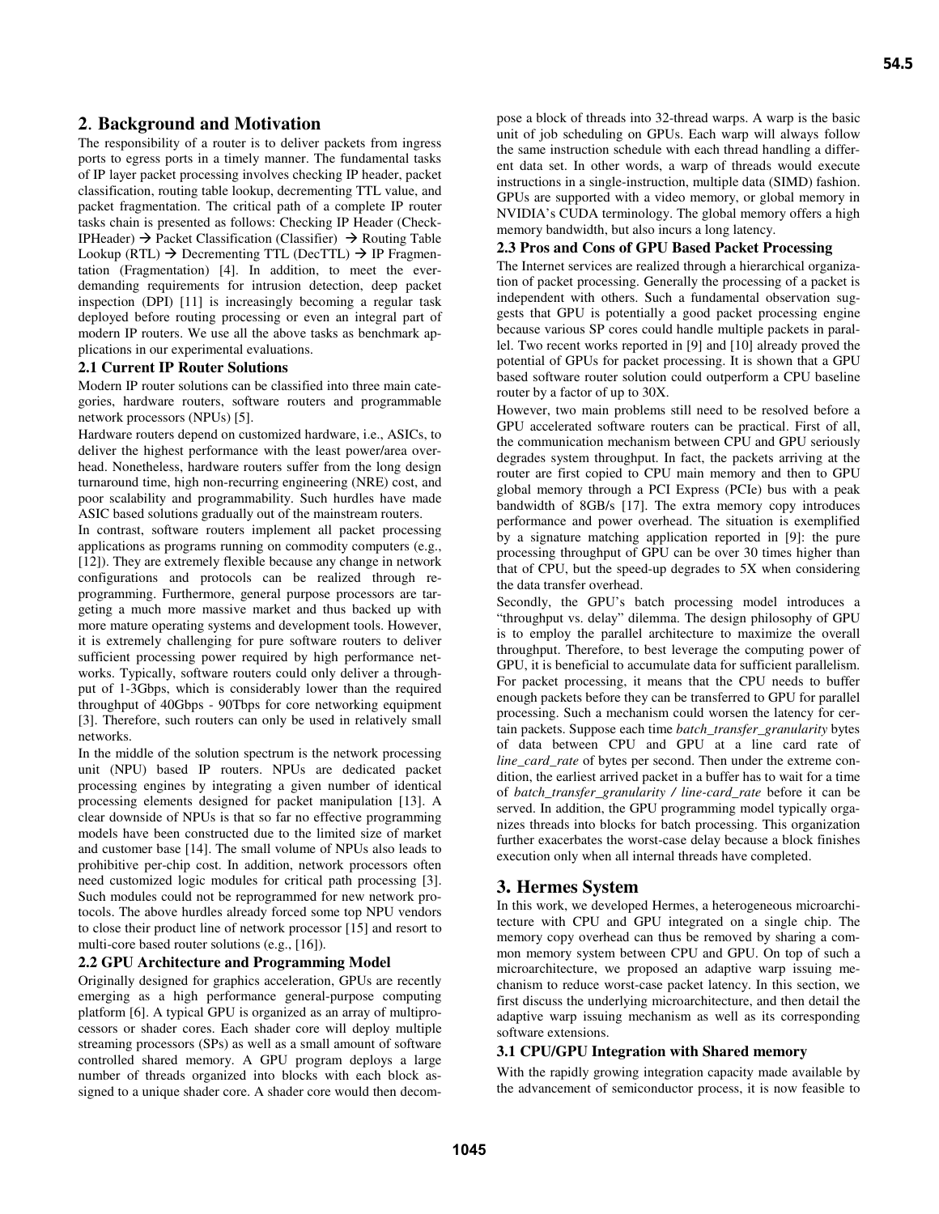## 2. Background and Motivation

The responsibility of a router is to deliver packets from ingress ports to egress ports in a timely manner. The fundamental tasks of IP layer packet processing involves checking IP header, packet classification, routing table lookup, decrementing TTL value, and packet fragmentation. The critical path of a complete IP router tasks chain is presented as follows: Checking IP Header (CheckIPHeader) → Packet Classification (Classifier) → Routing Table Lookup (RTL) → Decrementing TTL (DecTTL) → IP Fragmentation (Fragmentation) [4]. In addition, to meet the ever-demanding requirements for intrusion detection, deep packet inspection (DPI) [11] is increasingly becoming a regular task deployed before routing processing or even an integral part of modern IP routers. We use all the above tasks as benchmark applications in our experimental evaluations.

### 2.1 Current IP Router Solutions

Modern IP router solutions can be classified into three main categories, hardware routers, software routers and programmable network processors (NPUs) [5].

Hardware routers depend on customized hardware, i.e., ASICs, to deliver the highest performance with the least power/area overhead. Nonetheless, hardware routers suffer from the long design turnaround time, high non-recurring engineering (NRE) cost, and poor scalability and programmability. Such hurdles have made ASIC based solutions gradually out of the mainstream routers.

In contrast, software routers implement all packet processing applications as programs running on commodity computers (e.g., [12]). They are extremely flexible because any change in network configurations and protocols can be realized through re-programming. Furthermore, general purpose processors are targeting a much more massive market and thus backed up with more mature operating systems and development tools. However, it is extremely challenging for pure software routers to deliver sufficient processing power required by high performance networks. Typically, software routers could only deliver a throughput of 1-3Gbps, which is considerably lower than the required throughput of 40Gbps - 90Tbps for core networking equipment [3]. Therefore, such routers can only be used in relatively small networks.

In the middle of the solution spectrum is the network processing unit (NPU) based IP routers. NPUs are dedicated packet processing engines by integrating a given number of identical processing elements designed for packet manipulation [13]. A clear downside of NPUs is that so far no effective programming models have been constructed due to the limited size of market and customer base [14]. The small volume of NPUs also leads to prohibitive per-chip cost. In addition, network processors often need customized logic modules for critical path processing [3]. Such modules could not be reprogrammed for new network protocols. The above hurdles already forced some top NPU vendors to close their product line of network processor [15] and resort to multi-core based router solutions (e.g., [16]).

### 2.2 GPU Architecture and Programming Model

Originally designed for graphics acceleration, GPUs are recently emerging as a high performance general-purpose computing platform [6]. A typical GPU is organized as an array of multiprocessors or shader cores. Each shader core will deploy multiple streaming processors (SPs) as well as a small amount of software controlled shared memory. A GPU program deploys a large number of threads organized into blocks with each block assigned to a unique shader core. A shader core would then decompose a block of threads into 32-thread warps. A warp is the basic unit of job scheduling on GPUs. Each warp will always follow the same instruction schedule with each thread handling a different data set. In other words, a warp of threads would execute instructions in a single-instruction, multiple data (SIMD) fashion. GPUs are supported with a video memory, or global memory in NVIDIA's CUDA terminology. The global memory offers a high memory bandwidth, but also incurs a long latency.

### 2.3 Pros and Cons of GPU Based Packet Processing

The Internet services are realized through a hierarchical organization of packet processing. Generally the processing of a packet is independent with others. Such a fundamental observation suggests that GPU is potentially a good packet processing engine because various SP cores could handle multiple packets in parallel. Two recent works reported in [9] and [10] already proved the potential of GPUs for packet processing. It is shown that a GPU based software router solution could outperform a CPU baseline router by a factor of up to 30X.

However, two main problems still need to be resolved before a GPU accelerated software routers can be practical. First of all, the communication mechanism between CPU and GPU seriously degrades system throughput. In fact, the packets arriving at the router are first copied to CPU main memory and then to GPU global memory through a PCI Express (PCIe) bus with a peak bandwidth of 8GB/s [17]. The extra memory copy introduces performance and power overhead. The situation is exemplified by a signature matching application reported in [9]: the pure processing throughput of GPU can be over 30 times higher than that of CPU, but the speed-up degrades to 5X when considering the data transfer overhead.

Secondly, the GPU's batch processing model introduces a "throughput vs. delay" dilemma. The design philosophy of GPU is to employ the parallel architecture to maximize the overall throughput. Therefore, to best leverage the computing power of GPU, it is beneficial to accumulate data for sufficient parallelism. For packet processing, it means that the CPU needs to buffer enough packets before they can be transferred to GPU for parallel processing. Such a mechanism could worsen the latency for certain packets. Suppose each time *batch_transfer_granularity* bytes of data between CPU and GPU at a line card rate of *line_card_rate* of bytes per second. Then under the extreme condition, the earliest arrived packet in a buffer has to wait for a time of *batch_transfer_granularity / line-card_rate* before it can be served. In addition, the GPU programming model typically organizes threads into blocks for batch processing. This organization further exacerbates the worst-case delay because a block finishes execution only when all internal threads have completed.

## 3. Hermes System

In this work, we developed Hermes, a heterogeneous microarchitecture with CPU and GPU integrated on a single chip. The memory copy overhead can thus be removed by sharing a common memory system between CPU and GPU. On top of such a microarchitecture, we proposed an adaptive warp issuing mechanism to reduce worst-case packet latency. In this section, we first discuss the underlying microarchitecture, and then detail the adaptive warp issuing mechanism as well as its corresponding software extensions.

### 3.1 CPU/GPU Integration with Shared memory

With the rapidly growing integration capacity made available by the advancement of semiconductor process, it is now feasible to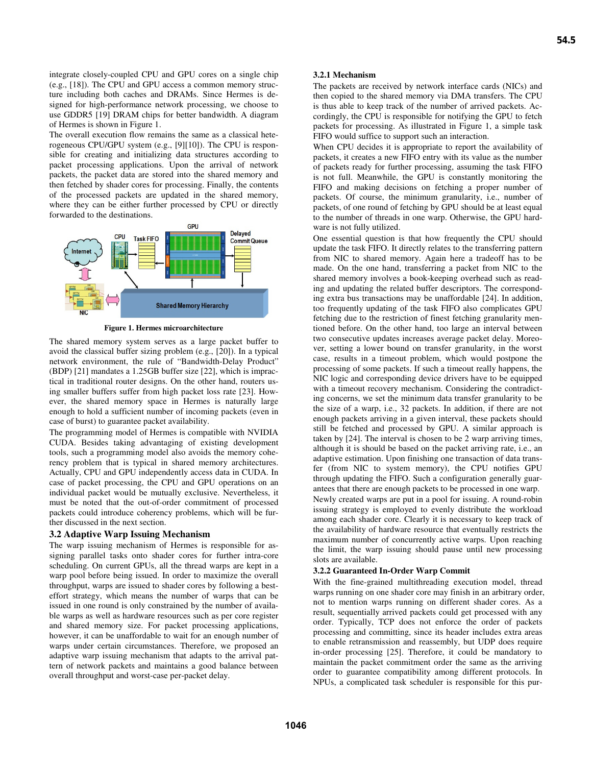integrate closely-coupled CPU and GPU cores on a single chip (e.g., [18]). The CPU and GPU access a common memory structure including both caches and DRAMs. Since Hermes is designed for high-performance network processing, we choose to use GDDR5 [19] DRAM chips for better bandwidth. A diagram of Hermes is shown in Figure 1.

The overall execution flow remains the same as a classical heterogeneous CPU/GPU system (e.g., [9][10]). The CPU is responsible for creating and initializing data structures according to packet processing applications. Upon the arrival of network packets, the packet data are stored into the shared memory and then fetched by shader cores for processing. Finally, the contents of the processed packets are updated in the shared memory, where they can be either further processed by CPU or directly forwarded to the destinations.

GPU

CPU

Task FIFO

Delayed Commit Queue

Internet

NIC

Shared Memory Hierarchy

**Figure 1. Hermes microarchitecture**

The shared memory system serves as a large packet buffer to avoid the classical buffer sizing problem (e.g., [20]). In a typical network environment, the rule of "Bandwidth-Delay Product" (BDP) [21] mandates a 1.25GB buffer size [22], which is impractical in traditional router designs. On the other hand, routers using smaller buffers suffer from high packet loss rate [23]. However, the shared memory space in Hermes is naturally large enough to hold a sufficient number of incoming packets (even in case of burst) to guarantee packet availability.

The programming model of Hermes is compatible with NVIDIA CUDA. Besides taking advantaging of existing development tools, such a programming model also avoids the memory coherency problem that is typical in shared memory architectures. Actually, CPU and GPU independently access data in CUDA. In case of packet processing, the CPU and GPU operations on an individual packet would be mutually exclusive. Nevertheless, it must be noted that the out-of-order commitment of processed packets could introduce coherency problems, which will be further discussed in the next section.

## 3.2 Adaptive Warp Issuing Mechanism

The warp issuing mechanism of Hermes is responsible for assigning parallel tasks onto shader cores for further intra-core scheduling. On current GPUs, all the thread warps are kept in a warp pool before being issued. In order to maximize the overall throughput, warps are issued to shader cores by following a best-effort strategy, which means the number of warps that can be issued in one round is only constrained by the number of available warps as well as hardware resources such as per core register and shared memory size. For packet processing applications, however, it can be unaffordable to wait for an enough number of warps under certain circumstances. Therefore, we proposed an adaptive warp issuing mechanism that adapts to the arrival pattern of network packets and maintains a good balance between overall throughput and worst-case per-packet delay.

### 3.2.1 Mechanism

The packets are received by network interface cards (NICs) and then copied to the shared memory via DMA transfers. The CPU is thus able to keep track of the number of arrived packets. Accordingly, the CPU is responsible for notifying the GPU to fetch packets for processing. As illustrated in Figure 1, a simple task FIFO would suffice to support such an interaction.

When CPU decides it is appropriate to report the availability of packets, it creates a new FIFO entry with its value as the number of packets ready for further processing, assuming the task FIFO is not full. Meanwhile, the GPU is constantly monitoring the FIFO and making decisions on fetching a proper number of packets. Of course, the minimum granularity, i.e., number of packets, of one round of fetching by GPU should be at least equal to the number of threads in one warp. Otherwise, the GPU hardware is not fully utilized.

One essential question is that how frequently the CPU should update the task FIFO. It directly relates to the transferring pattern from NIC to shared memory. Again here a tradeoff has to be made. On the one hand, transferring a packet from NIC to the shared memory involves a book-keeping overhead such as reading and updating the related buffer descriptors. The corresponding extra bus transactions may be unaffordable [24]. In addition, too frequently updating of the task FIFO also complicates GPU fetching due to the restriction of finest fetching granularity mentioned before. On the other hand, too large an interval between two consecutive updates increases average packet delay. Moreover, setting a lower bound on transfer granularity, in the worst case, results in a timeout problem, which would postpone the processing of some packets. If such a timeout really happens, the NIC logic and corresponding device drivers have to be equipped with a timeout recovery mechanism. Considering the contradicting concerns, we set the minimum data transfer granularity to be the size of a warp, i.e., 32 packets. In addition, if there are not enough packets arriving in a given interval, these packets should still be fetched and processed by GPU. A similar approach is taken by [24]. The interval is chosen to be 2 warp arriving times, although it is should be based on the packet arriving rate, i.e., an adaptive estimation. Upon finishing one transaction of data transfer (from NIC to system memory), the CPU notifies GPU through updating the FIFO. Such a configuration generally guarantees that there are enough packets to be processed in one warp.

Newly created warps are put in a pool for issuing. A round-robin issuing strategy is employed to evenly distribute the workload among each shader core. Clearly it is necessary to keep track of the availability of hardware resource that eventually restricts the maximum number of concurrently active warps. Upon reaching the limit, the warp issuing should pause until new processing slots are available.

### 3.2.2 Guaranteed In-Order Warp Commit

With the fine-grained multithreading execution model, thread warps running on one shader core may finish in an arbitrary order, not to mention warps running on different shader cores. As a result, sequentially arrived packets could get processed with any order. Typically, TCP does not enforce the order of packets processing and committing, since its header includes extra areas to enable retransmission and reassembly, but UDP does require in-order processing [25]. Therefore, it could be mandatory to maintain the packet commitment order the same as the arriving order to guarantee compatibility among different protocols. In NPUs, a complicated task scheduler is responsible for this pur-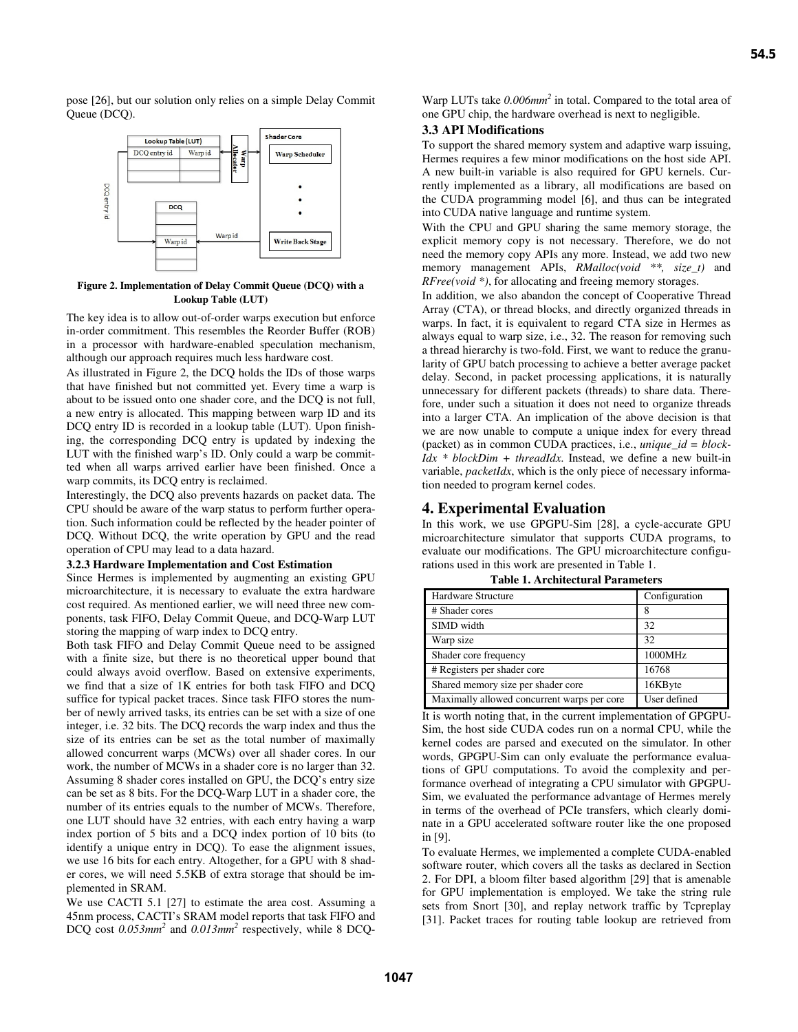pose [26], but our solution only relies on a simple Delay Commit Queue (DCQ).

Lookup Table (LUT)
DCQ entry id
Warp id
Warp Allocator
Shader Core
Warp Scheduler
DCQ entry id
DCQ
Warp id
Warp id
Write Back Stage

**Figure 2. Implementation of Delay Commit Queue (DCQ) with a Lookup Table (LUT)**

The key idea is to allow out-of-order warps execution but enforce in-order commitment. This resembles the Reorder Buffer (ROB) in a processor with hardware-enabled speculation mechanism, although our approach requires much less hardware cost.

As illustrated in Figure 2, the DCQ holds the IDs of those warps that have finished but not committed yet. Every time a warp is about to be issued onto one shader core, and the DCQ is not full, a new entry is allocated. This mapping between warp ID and its DCQ entry ID is recorded in a lookup table (LUT). Upon finishing, the corresponding DCQ entry is updated by indexing the LUT with the finished warp's ID. Only could a warp be committed when all warps arrived earlier have been finished. Once a warp commits, its DCQ entry is reclaimed.

Interestingly, the DCQ also prevents hazards on packet data. The CPU should be aware of the warp status to perform further operation. Such information could be reflected by the header pointer of DCQ. Without DCQ, the write operation by GPU and the read operation of CPU may lead to a data hazard.

### 3.2.3 Hardware Implementation and Cost Estimation

Since Hermes is implemented by augmenting an existing GPU microarchitecture, it is necessary to evaluate the extra hardware cost required. As mentioned earlier, we will need three new components, task FIFO, Delay Commit Queue, and DCQ-Warp LUT storing the mapping of warp index to DCQ entry.

Both task FIFO and Delay Commit Queue need to be assigned with a finite size, but there is no theoretical upper bound that could always avoid overflow. Based on extensive experiments, we find that a size of 1K entries for both task FIFO and DCQ suffice for typical packet traces. Since task FIFO stores the number of newly arrived tasks, its entries can be set with a size of one integer, i.e. 32 bits. The DCQ records the warp index and thus the size of its entries can be set as the total number of maximally allowed concurrent warps (MCWs) over all shader cores. In our work, the number of MCWs in a shader core is no larger than 32. Assuming 8 shader cores installed on GPU, the DCQ's entry size can be set as 8 bits. For the DCQ-Warp LUT in a shader core, the number of its entries equals to the number of MCWs. Therefore, one LUT should have 32 entries, with each entry having a warp index portion of 5 bits and a DCQ index portion of 10 bits (to identify a unique entry in DCQ). To ease the alignment issues, we use 16 bits for each entry. Altogether, for a GPU with 8 shader cores, we will need 5.5KB of extra storage that should be implemented in SRAM.

We use CACTI 5.1 [27] to estimate the area cost. Assuming a 45nm process, CACTI's SRAM model reports that task FIFO and DCQ cost *0.053mm²* and *0.013mm²* respectively, while 8 DCQ-Warp LUTs take *0.006mm²* in total. Compared to the total area of one GPU chip, the hardware overhead is next to negligible.

## 3.3 API Modifications

To support the shared memory system and adaptive warp issuing, Hermes requires a few minor modifications on the host side API. A new built-in variable is also required for GPU kernels. Currently implemented as a library, all modifications are based on the CUDA programming model [6], and thus can be integrated into CUDA native language and runtime system.

With the CPU and GPU sharing the same memory storage, the explicit memory copy is not necessary. Therefore, we do not need the memory copy APIs any more. Instead, we add two new memory management APIs, *RMalloc(void \*\*, size_t)* and *RFree(void \*)*, for allocating and freeing memory storages.

In addition, we also abandon the concept of Cooperative Thread Array (CTA), or thread blocks, and directly organized threads in warps. In fact, it is equivalent to regard CTA size in Hermes as always equal to warp size, i.e., 32. The reason for removing such a thread hierarchy is two-fold. First, we want to reduce the granularity of GPU batch processing to achieve a better average packet delay. Second, in packet processing applications, it is naturally unnecessary for different packets (threads) to share data. Therefore, under such a situation it does not need to organize threads into a larger CTA. An implication of the above decision is that we are now unable to compute a unique index for every thread (packet) as in common CUDA practices, i.e., *unique_id = blockIdx \* blockDim + threadIdx*. Instead, we define a new built-in variable, *packetIdx*, which is the only piece of necessary information needed to program kernel codes.

# 4. Experimental Evaluation

In this work, we use GPGPU-Sim [28], a cycle-accurate GPU microarchitecture simulator that supports CUDA programs, to evaluate our modifications. The GPU microarchitecture configurations used in this work are presented in Table 1.

**Table 1. Architectural Parameters**

| Hardware Structure | Configuration |
|---|---|
| # Shader cores | 8 |
| SIMD width | 32 |
| Warp size | 32 |
| Shader core frequency | 1000MHz |
| # Registers per shader core | 16768 |
| Shared memory size per shader core | 16KByte |
| Maximally allowed concurrent warps per core | User defined |

It is worth noting that, in the current implementation of GPGPU-Sim, the host side CUDA codes run on a normal CPU, while the kernel codes are parsed and executed on the simulator. In other words, GPGPU-Sim can only evaluate the performance evaluations of GPU computations. To avoid the complexity and performance overhead of integrating a CPU simulator with GPGPU-Sim, we evaluated the performance advantage of Hermes merely in terms of the overhead of PCIe transfers, which clearly dominate in a GPU accelerated software router like the one proposed in [9].

To evaluate Hermes, we implemented a complete CUDA-enabled software router, which covers all the tasks as declared in Section 2. For DPI, a bloom filter based algorithm [29] that is amenable for GPU implementation is employed. We take the string rule sets from Snort [30], and replay network traffic by Tcpreplay [31]. Packet traces for routing table lookup are retrieved from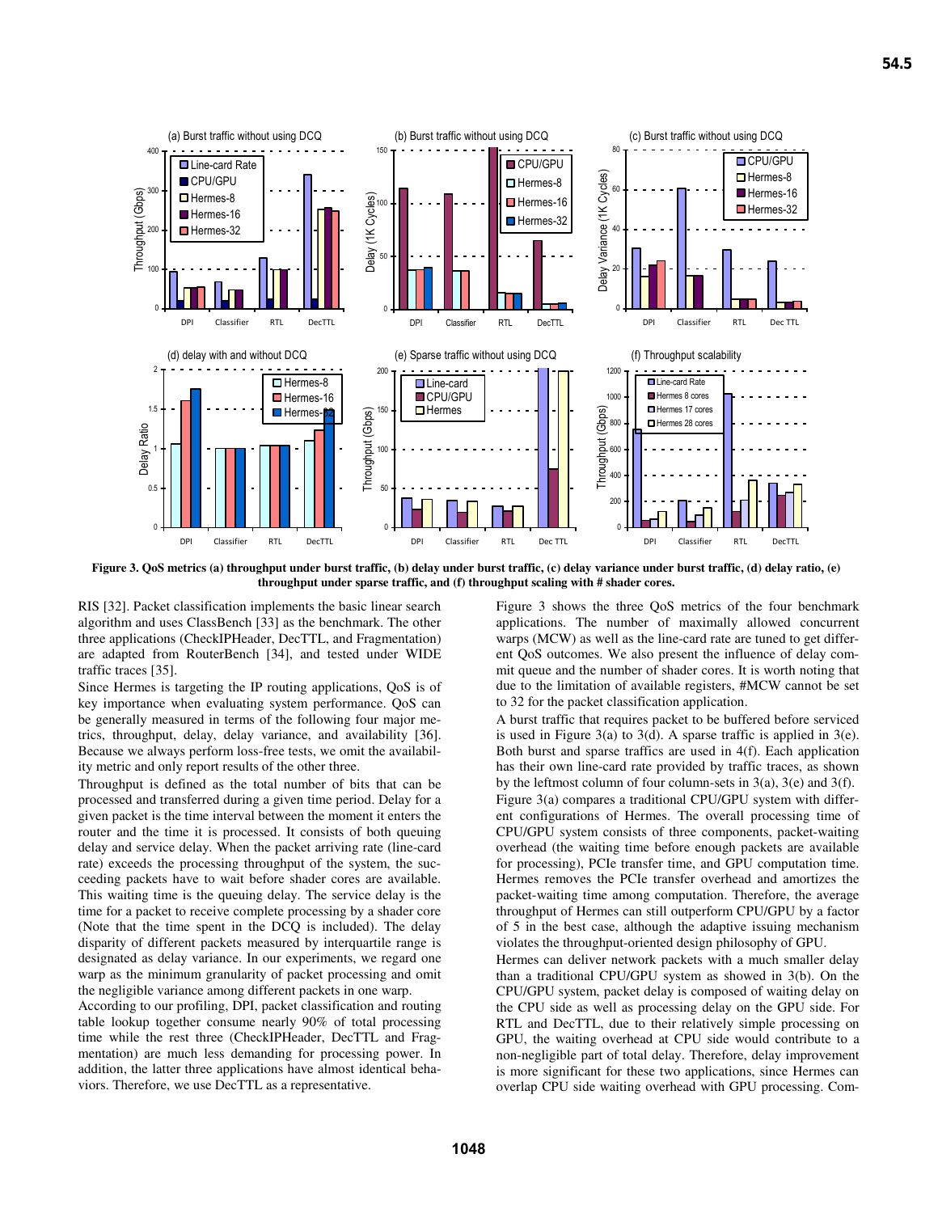Figure 3. QoS metrics (a) throughput under burst traffic, (b) delay under burst traffic, (c) delay variance under burst traffic, (d) delay ratio, (e) throughput under sparse traffic, and (f) throughput scaling with # shader cores.

RIS [32]. Packet classification implements the basic linear search algorithm and uses ClassBench [33] as the benchmark. The other three applications (CheckIPHeader, DecTTL, and Fragmentation) are adapted from RouterBench [34], and tested under WIDE traffic traces [35].

Since Hermes is targeting the IP routing applications, QoS is of key importance when evaluating system performance. QoS can be generally measured in terms of the following four major metrics, throughput, delay, delay variance, and availability [36]. Because we always perform loss-free tests, we omit the availability metric and only report results of the other three.

Throughput is defined as the total number of bits that can be processed and transferred during a given time period. Delay for a given packet is the time interval between the moment it enters the router and the time it is processed. It consists of both queuing delay and service delay. When the packet arriving rate (line-card rate) exceeds the processing throughput of the system, the succeeding packets have to wait before shader cores are available. This waiting time is the queuing delay. The service delay is the time for a packet to receive complete processing by a shader core (Note that the time spent in the DCQ is included). The delay disparity of different packets measured by interquartile range is designated as delay variance. In our experiments, we regard one warp as the minimum granularity of packet processing and omit the negligible variance among different packets in one warp.

According to our profiling, DPI, packet classification and routing table lookup together consume nearly 90% of total processing time while the rest three (CheckIPHeader, DecTTL and Fragmentation) are much less demanding for processing power. In addition, the latter three applications have almost identical behaviors. Therefore, we use DecTTL as a representative.

Figure 3 shows the three QoS metrics of the four benchmark applications. The number of maximally allowed concurrent warps (MCW) as well as the line-card rate are tuned to get different QoS outcomes. We also present the influence of delay commit queue and the number of shader cores. It is worth noting that due to the limitation of available registers, #MCW cannot be set to 32 for the packet classification application.

A burst traffic that requires packet to be buffered before serviced is used in Figure 3(a) to 3(d). A sparse traffic is applied in 3(e). Both burst and sparse traffics are used in 4(f). Each application has their own line-card rate provided by traffic traces, as shown by the leftmost column of four column-sets in 3(a), 3(e) and 3(f).

Figure 3(a) compares a traditional CPU/GPU system with different configurations of Hermes. The overall processing time of CPU/GPU system consists of three components, packet-waiting overhead (the waiting time before enough packets are available for processing), PCIe transfer time, and GPU computation time. Hermes removes the PCIe transfer overhead and amortizes the packet-waiting time among computation. Therefore, the average throughput of Hermes can still outperform CPU/GPU by a factor of 5 in the best case, although the adaptive issuing mechanism violates the throughput-oriented design philosophy of GPU.

Hermes can deliver network packets with a much smaller delay than a traditional CPU/GPU system as showed in 3(b). On the CPU/GPU system, packet delay is composed of waiting delay on the CPU side as well as processing delay on the GPU side. For RTL and DecTTL, due to their relatively simple processing on GPU, the waiting overhead at CPU side would contribute to a non-negligible part of total delay. Therefore, delay improvement is more significant for these two applications, since Hermes can overlap CPU side waiting overhead with GPU processing. Com-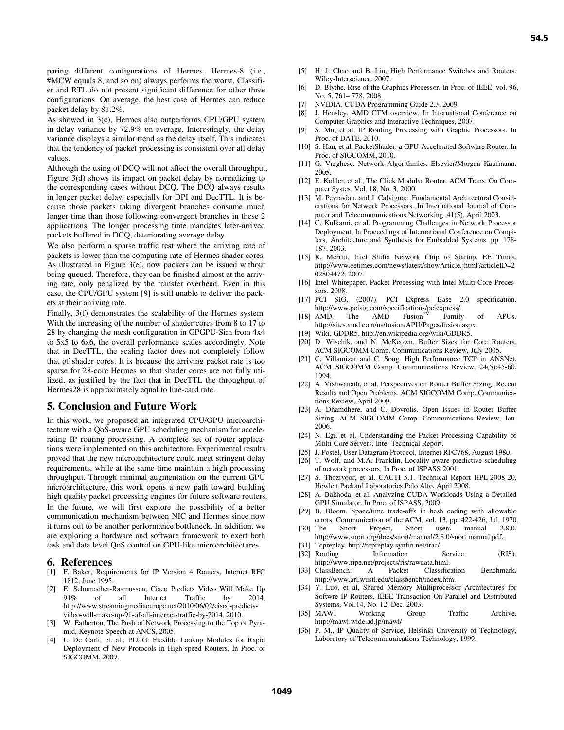paring different configurations of Hermes, Hermes-8 (i.e., #MCW equals 8, and so on) always performs the worst. Classifier and RTL do not present significant difference for other three configurations. On average, the best case of Hermes can reduce packet delay by 81.2%.

As showed in 3(c), Hermes also outperforms CPU/GPU system in delay variance by 72.9% on average. Interestingly, the delay variance displays a similar trend as the delay itself. This indicates that the tendency of packet processing is consistent over all delay values.

Although the using of DCQ will not affect the overall throughput, Figure 3(d) shows its impact on packet delay by normalizing to the corresponding cases without DCQ. The DCQ always results in longer packet delay, especially for DPI and DecTTL. It is because those packets taking divergent branches consume much longer time than those following convergent branches in these 2 applications. The longer processing time mandates later-arrived packets buffered in DCQ, deteriorating average delay.

We also perform a sparse traffic test where the arriving rate of packets is lower than the computing rate of Hermes shader cores. As illustrated in Figure 3(e), now packets can be issued without being queued. Therefore, they can be finished almost at the arriving rate, only penalized by the transfer overhead. Even in this case, the CPU/GPU system [9] is still unable to deliver the packets at their arriving rate.

Finally, 3(f) demonstrates the scalability of the Hermes system. With the increasing of the number of shader cores from 8 to 17 to 28 by changing the mesh configuration in GPGPU-Sim from 4x4 to 5x5 to 6x6, the overall performance scales accordingly. Note that in DecTTL, the scaling factor does not completely follow that of shader cores. It is because the arriving packet rate is too sparse for 28-core Hermes so that shader cores are not fully utilized, as justified by the fact that in DecTTL the throughput of Hermes28 is approximately equal to line-card rate.

## 5. Conclusion and Future Work

In this work, we proposed an integrated CPU/GPU microarchitecture with a QoS-aware GPU scheduling mechanism for accelerating IP routing processing. A complete set of router applications were implemented on this architecture. Experimental results proved that the new microarchitecture could meet stringent delay requirements, while at the same time maintain a high processing throughput. Through minimal augmentation on the current GPU microarchitecture, this work opens a new path toward building high quality packet processing engines for future software routers.

In the future, we will first explore the possibility of a better communication mechanism between NIC and Hermes since now it turns out to be another performance bottleneck. In addition, we are exploring a hardware and software framework to exert both task and data level QoS control on GPU-like microarchitectures.

## 6. References

[1] F. Baker, Requirements for IP Version 4 Routers, Internet RFC 1812, June 1995.

[2] E. Schumacher-Rasmussen, Cisco Predicts Video Will Make Up 91% of all Internet Traffic by 2014, http://www.streamingmediaeurope.net/2010/06/02/cisco-predicts-video-will-make-up-91-of-all-internet-traffic-by-2014, 2010.

[3] W. Eatherton, The Push of Network Processing to the Top of Pyramid, Keynote Speech at ANCS, 2005.

[4] L. De Carli, et. al., PLUG: Flexible Lookup Modules for Rapid Deployment of New Protocols in High-speed Routers, In Proc. of SIGCOMM, 2009.

[5] H. J. Chao and B. Liu, High Performance Switches and Routers. Wiley-Interscience. 2007.

[6] D. Blythe. Rise of the Graphics Processor. In Proc. of IEEE, vol. 96, No. 5. 761– 778, 2008.

[7] NVIDIA, CUDA Programming Guide 2.3. 2009.

[8] J. Hensley, AMD CTM overview. In International Conference on Computer Graphics and Interactive Techniques, 2007.

[9] S. Mu, et al. IP Routing Processing with Graphic Processors. In Proc. of DATE, 2010.

[10] S. Han, et al. PacketShader: a GPU-Accelerated Software Router. In Proc. of SIGCOMM, 2010.

[11] G. Varghese. Network Algorithmics. Elsevier/Morgan Kaufmann. 2005.

[12] E. Kohler, et al., The Click Modular Router. ACM Trans. On Computer Systes. Vol. 18, No. 3, 2000.

[13] M. Peyravian, and J. Calvignac. Fundamental Architectural Considerations for Network Processors. In International Journal of Computer and Telecommunications Networking. 41(5), April 2003.

[14] C. Kulkarni, et al. Programming Challenges in Network Processor Deployment, In Proceedings of International Conference on Compilers, Architecture and Synthesis for Embedded Systems, pp. 178-187, 2003.

[15] R. Merritt. Intel Shifts Network Chip to Startup. EE Times. http://www.eetimes.com/news/latest/showArticle.jhtml?articleID=202804472. 2007.

[16] Intel Whitepaper. Packet Processing with Intel Multi-Core Processors. 2008.

[17] PCI SIG. (2007). PCI Express Base 2.0 specification. http://www.pcisig.com/specifications/pciexpress/.

[18] AMD. The AMD Fusion™ Family of APUs. http://sites.amd.com/us/fusion/APU/Pages/fusion.aspx.

[19] Wiki, GDDR5, http://en.wikipedia.org/wiki/GDDR5.

[20] D. Wischik, and N. McKeown. Buffer Sizes for Core Routers. ACM SIGCOMM Comp. Communications Review, July 2005.

[21] C. Villamizar and C. Song. High Performance TCP in ANSNet. ACM SIGCOMM Comp. Communications Review, 24(5):45-60, 1994.

[22] A. Vishwanath, et al. Perspectives on Router Buffer Sizing: Recent Results and Open Problems. ACM SIGCOMM Comp. Communications Review, April 2009.

[23] A. Dhamdhere, and C. Dovrolis. Open Issues in Router Buffer Sizing. ACM SIGCOMM Comp. Communications Review, Jan. 2006.

[24] N. Egi, et al. Understanding the Packet Processing Capability of Multi-Core Servers. Intel Technical Report.

[25] J. Postel, User Datagram Protocol, Internet RFC768, August 1980.

[26] T. Wolf, and M.A. Franklin, Locality aware predictive scheduling of network processors, In Proc. of ISPASS 2001.

[27] S. Thoziyoor, et al. CACTI 5.1. Technical Report HPL-2008-20, Hewlett Packard Laboratories Palo Alto, April 2008.

[28] A. Bakhoda, et al. Analyzing CUDA Workloads Using a Detailed GPU Simulator. In Proc. of ISPASS, 2009.

[29] B. Bloom. Space/time trade-offs in hash coding with allowable errors. Communication of the ACM, vol. 13, pp. 422-426, Jul. 1970.

[30] The Snort Project, Snort users manual 2.8.0. http://www.snort.org/docs/snort/manual/2.8.0/snort manual.pdf.

[31] Tcpreplay. http://tcpreplay.synfin.net/trac/.

[32] Routing Information Service (RIS). http://www.ripe.net/projects/ris/rawdata.html.

[33] ClassBench: A Packet Classification Benchmark. http://www.arl.wustl.edu/classbench/index.htm.

[34] Y. Luo, et al, Shared Memory Multiprocessor Architectures for Softwre IP Routers, IEEE Transaction On Parallel and Distributed Systems, Vol.14, No. 12, Dec. 2003.

[35] MAWI Working Group Traffic Archive. http://mawi.wide.ad.jp/mawi/

[36] P. M., IP Quality of Service, Helsinki University of Technology, Laboratory of Telecommunications Technology, 1999.